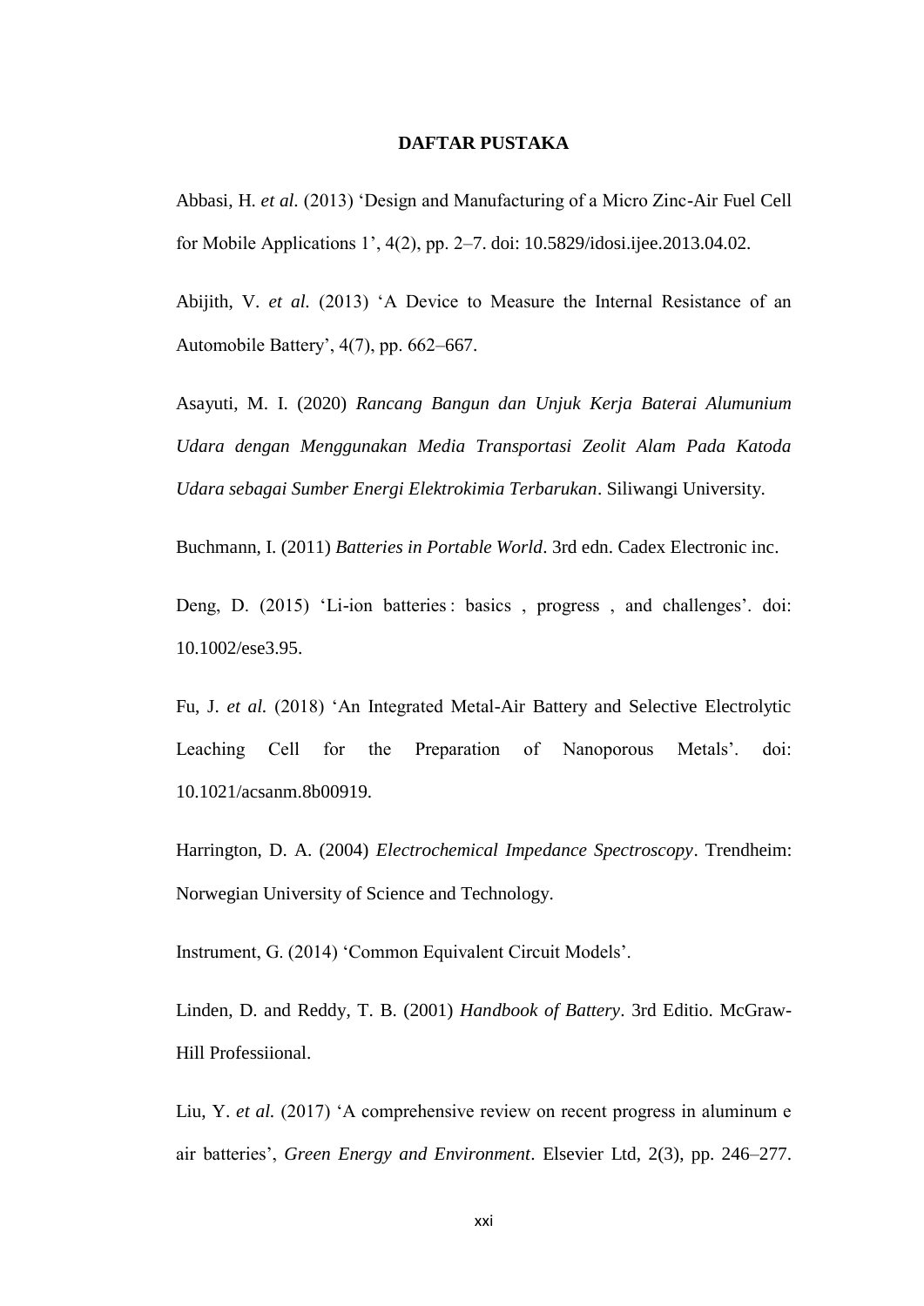# DAFTAR PUSTAKA

Abbasi, H. *et al.* (2013) 'Design and Manufacturing of a Micro Zinc-Air Fuel Cell for Mobile Applications 1', 4(2), pp. 2–7. doi: 10.5829/idosi.ijee.2013.04.02.

Abijith, V. *et al.* (2013) 'A Device to Measure the Internal Resistance of an Automobile Battery', 4(7), pp. 662–667.

Asayuti, M. I. (2020) *Rancang Bangun dan Unjuk Kerja Baterai Alumunium Udara dengan Menggunakan Media Transportasi Zeolit Alam Pada Katoda Udara sebagai Sumber Energi Elektrokimia Terbarukan*. Siliwangi University.

Buchmann, I. (2011) *Batteries in Portable World*. 3rd edn. Cadex Electronic inc.

Deng, D. (2015) 'Li-ion batteries : basics , progress , and challenges'. doi: 10.1002/ese3.95.

Fu, J. *et al.* (2018) 'An Integrated Metal-Air Battery and Selective Electrolytic Leaching Cell for the Preparation of Nanoporous Metals'. doi: 10.1021/acsanm.8b00919.

Harrington, D. A. (2004) *Electrochemical Impedance Spectroscopy*. Trendheim: Norwegian University of Science and Technology.

Instrument, G. (2014) 'Common Equivalent Circuit Models'.

Linden, D. and Reddy, T. B. (2001) *Handbook of Battery*. 3rd Editio. McGraw-Hill Professiional.

Liu, Y. *et al.* (2017) 'A comprehensive review on recent progress in aluminum e air batteries', *Green Energy and Environment*. Elsevier Ltd, 2(3), pp. 246–277.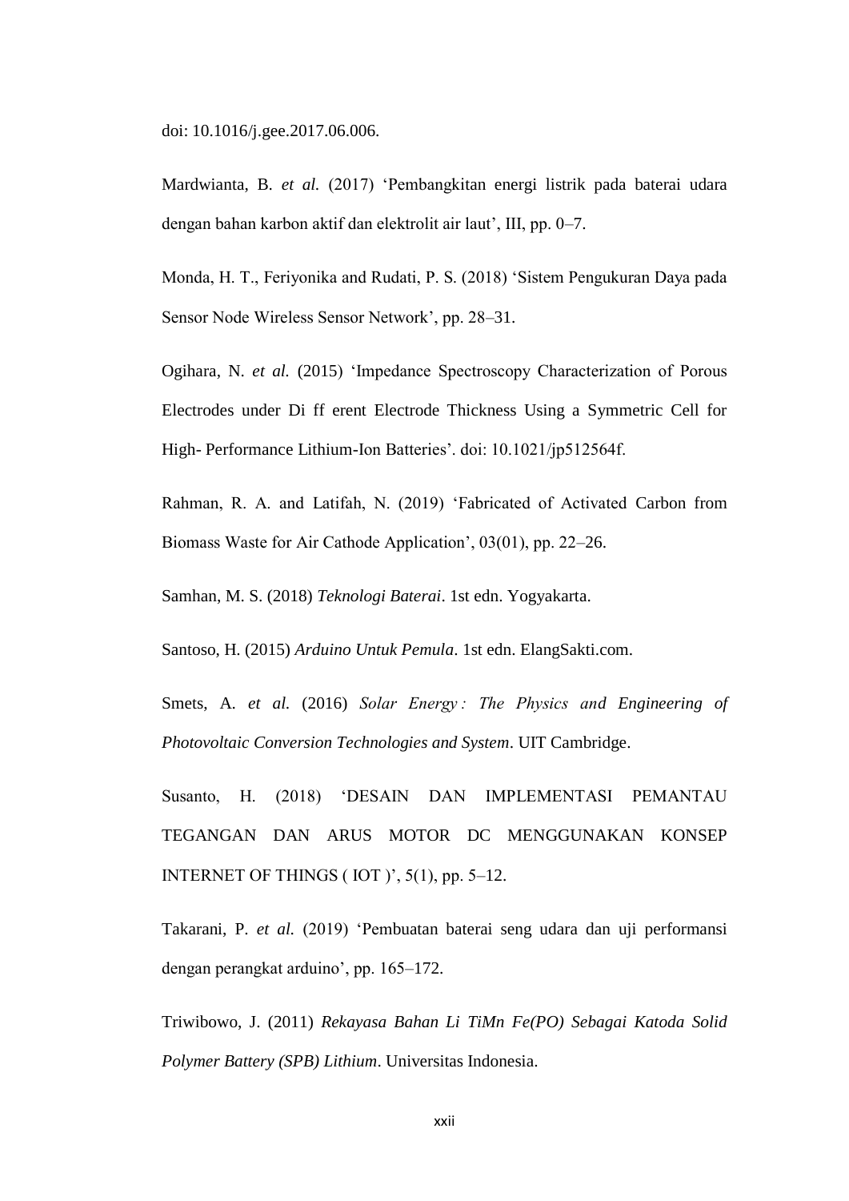doi: 10.1016/j.gee.2017.06.006.

Mardwianta, B. *et al.* (2017) 'Pembangkitan energi listrik pada baterai udara dengan bahan karbon aktif dan elektrolit air laut', III, pp. 0–7.

Monda, H. T., Feriyonika and Rudati, P. S. (2018) 'Sistem Pengukuran Daya pada Sensor Node Wireless Sensor Network', pp. 28–31.

Ogihara, N. *et al.* (2015) 'Impedance Spectroscopy Characterization of Porous Electrodes under Di ff erent Electrode Thickness Using a Symmetric Cell for High- Performance Lithium-Ion Batteries'. doi: 10.1021/jp512564f.

Rahman, R. A. and Latifah, N. (2019) 'Fabricated of Activated Carbon from Biomass Waste for Air Cathode Application', 03(01), pp. 22–26.

Samhan, M. S. (2018) *Teknologi Baterai*. 1st edn. Yogyakarta.

Santoso, H. (2015) *Arduino Untuk Pemula*. 1st edn. ElangSakti.com.

Smets, A. *et al.* (2016) *Solar Energy : The Physics and Engineering of Photovoltaic Conversion Technologies and System*. UIT Cambridge.

Susanto, H. (2018) 'DESAIN DAN IMPLEMENTASI PEMANTAU TEGANGAN DAN ARUS MOTOR DC MENGGUNAKAN KONSEP INTERNET OF THINGS ( IOT )', 5(1), pp. 5–12.

Takarani, P. *et al.* (2019) 'Pembuatan baterai seng udara dan uji performansi dengan perangkat arduino', pp. 165–172.

Triwibowo, J. (2011) *Rekayasa Bahan Li TiMn Fe(PO) Sebagai Katoda Solid Polymer Battery (SPB) Lithium*. Universitas Indonesia.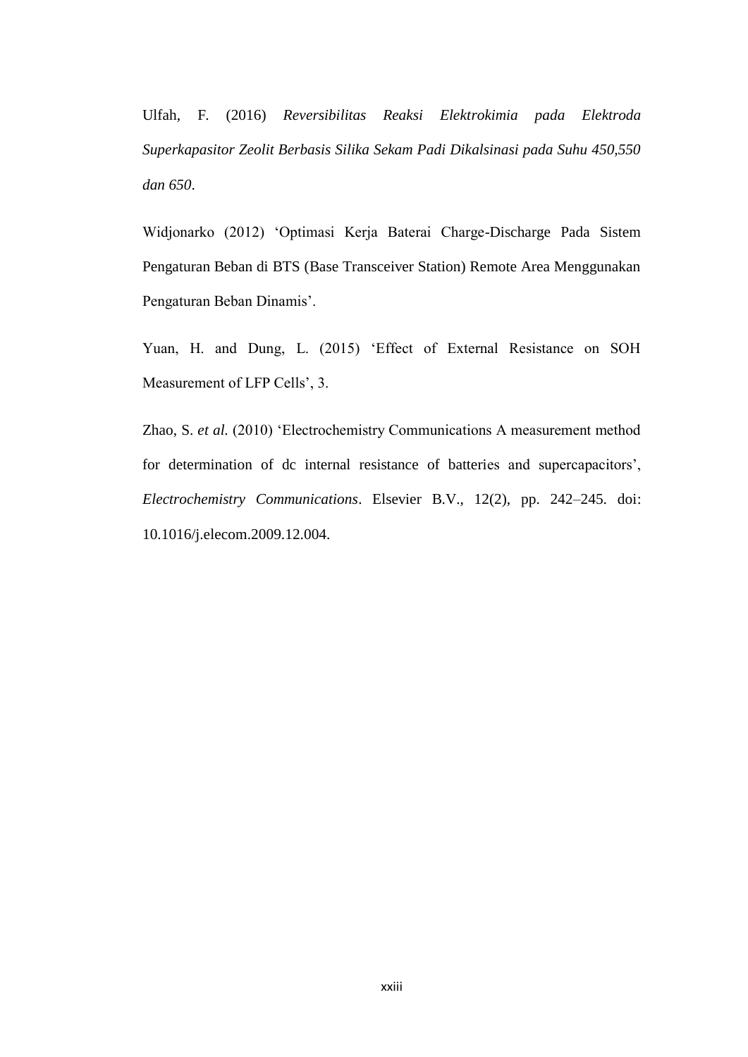Ulfah, F. (2016) *Reversibilitas Reaksi Elektrokimia pada Elektroda Superkapasitor Zeolit Berbasis Silika Sekam Padi Dikalsinasi pada Suhu 450,550 dan 650*.

Widjonarko (2012) 'Optimasi Kerja Baterai Charge-Discharge Pada Sistem Pengaturan Beban di BTS (Base Transceiver Station) Remote Area Menggunakan Pengaturan Beban Dinamis'.

Yuan, H. and Dung, L. (2015) 'Effect of External Resistance on SOH Measurement of LFP Cells', 3.

Zhao, S. *et al.* (2010) 'Electrochemistry Communications A measurement method for determination of dc internal resistance of batteries and supercapacitors', *Electrochemistry Communications*. Elsevier B.V., 12(2), pp. 242–245. doi: 10.1016/j.elecom.2009.12.004.